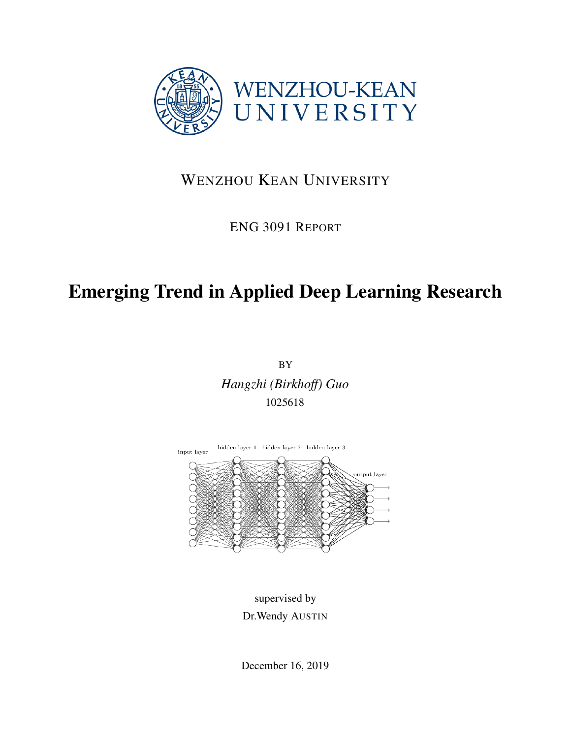WENZHOU KEAN UNIVERSITY

ENG 3091 REPORT

# Emerging Trend in Applied Deep Learning Research

BY

*Hangzhi (Birkhoff) Guo*

1025618

supervised by

Dr.Wendy AUSTIN

December 16, 2019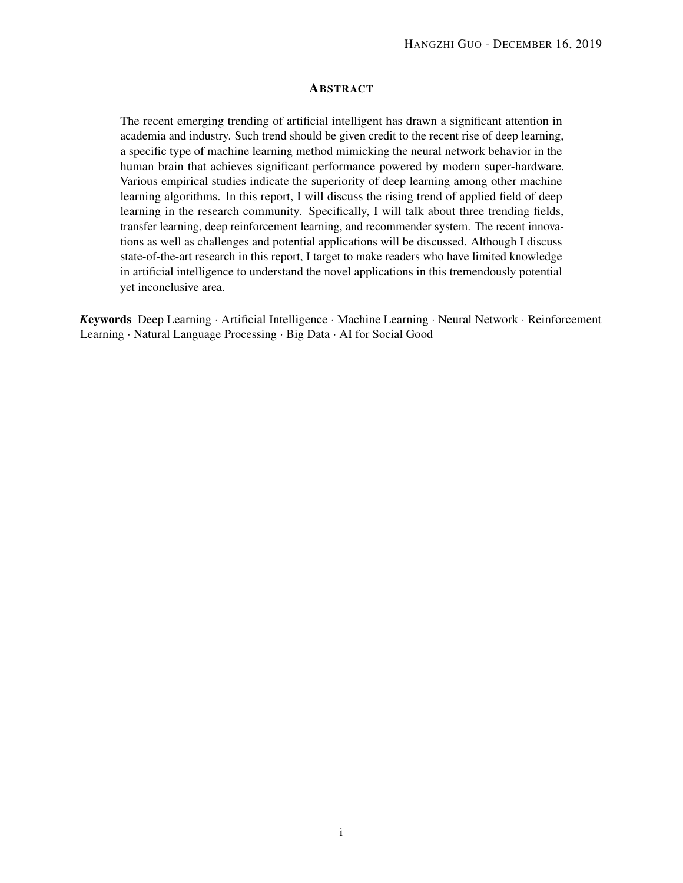## ABSTRACT

The recent emerging trending of artificial intelligent has drawn a significant attention in academia and industry. Such trend should be given credit to the recent rise of deep learning, a specific type of machine learning method mimicking the neural network behavior in the human brain that achieves significant performance powered by modern super-hardware. Various empirical studies indicate the superiority of deep learning among other machine learning algorithms. In this report, I will discuss the rising trend of applied field of deep learning in the research community. Specifically, I will talk about three trending fields, transfer learning, deep reinforcement learning, and recommender system. The recent innovations as well as challenges and potential applications will be discussed. Although I discuss state-of-the-art research in this report, I target to make readers who have limited knowledge in artificial intelligence to understand the novel applications in this tremendously potential yet inconclusive area.

***Keywords*** Deep Learning · Artificial Intelligence · Machine Learning · Neural Network · Reinforcement Learning · Natural Language Processing · Big Data · AI for Social Good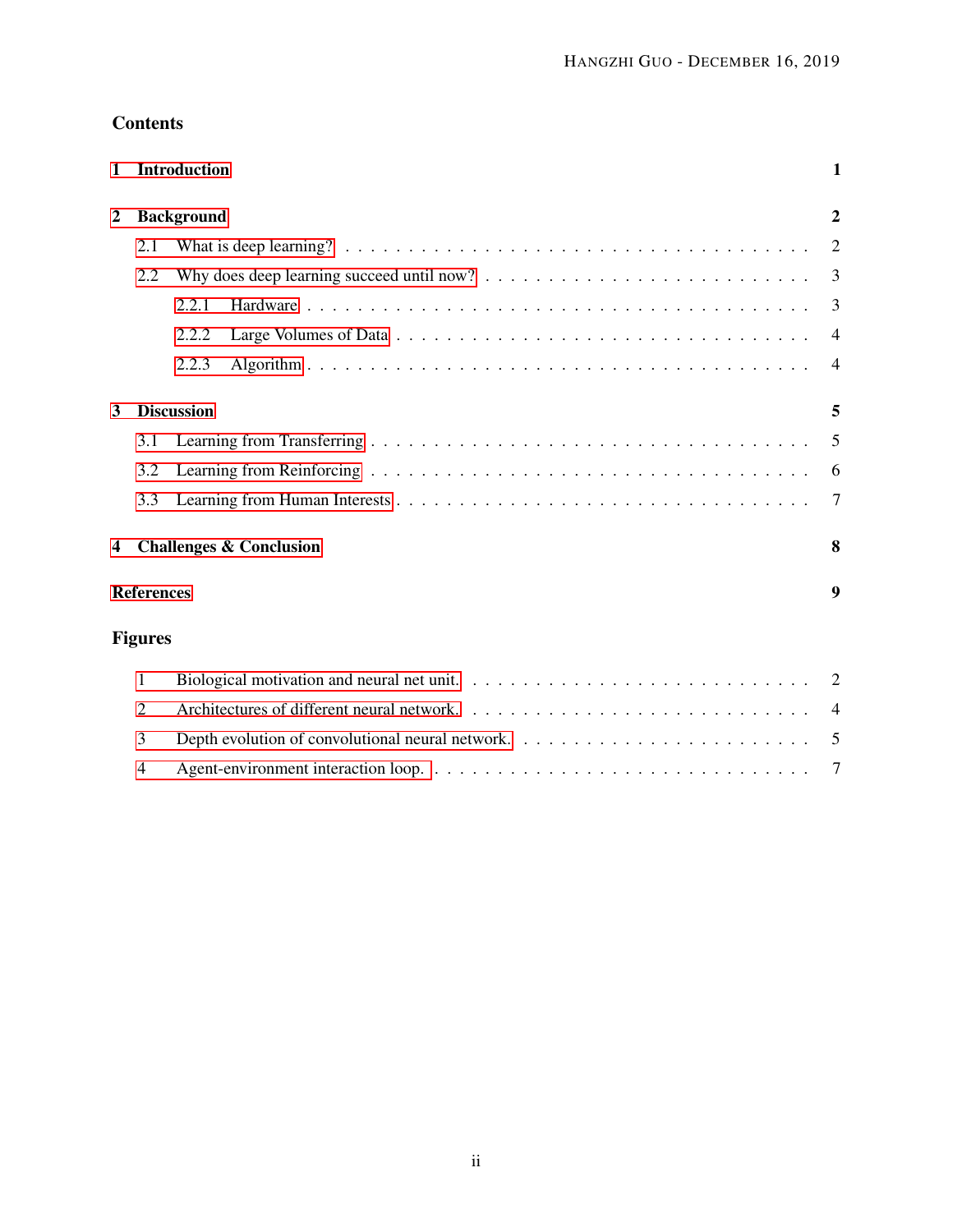## Contents

| | | |
|---|---|---|
| **1** | **Introduction** | **1** |
| **2** | **Background** | **2** |
| 2.1 | What is deep learning? | 2 |
| 2.2 | Why does deep learning succeed until now? | 3 |
| 2.2.1 | Hardware | 3 |
| 2.2.2 | Large Volumes of Data | 4 |
| 2.2.3 | Algorithm | 4 |
| **3** | **Discussion** | **5** |
| 3.1 | Learning from Transferring | 5 |
| 3.2 | Learning from Reinforcing | 6 |
| 3.3 | Learning from Human Interests | 7 |
| **4** | **Challenges & Conclusion** | **8** |
| | **References** | **9** |

## Figures

| | | |
|---|---|---|
| 1 | Biological motivation and neural net unit. | 2 |
| 2 | Architectures of different neural network. | 4 |
| 3 | Depth evolution of convolutional neural network. | 5 |
| 4 | Agent-environment interaction loop. | 7 |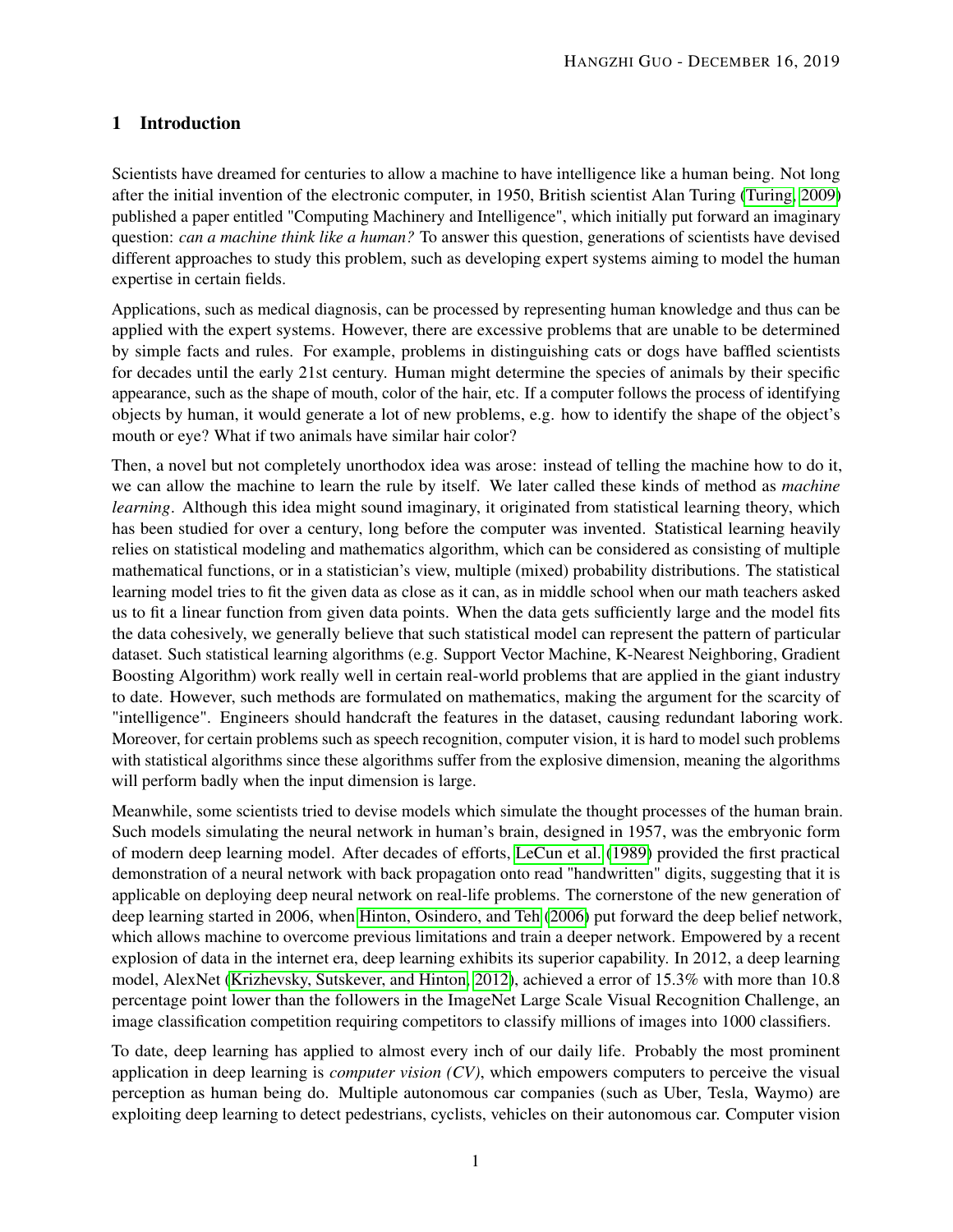# 1 Introduction

Scientists have dreamed for centuries to allow a machine to have intelligence like a human being. Not long after the initial invention of the electronic computer, in 1950, British scientist Alan Turing (Turing, 2009) published a paper entitled "Computing Machinery and Intelligence", which initially put forward an imaginary question: *can a machine think like a human?* To answer this question, generations of scientists have devised different approaches to study this problem, such as developing expert systems aiming to model the human expertise in certain fields.

Applications, such as medical diagnosis, can be processed by representing human knowledge and thus can be applied with the expert systems. However, there are excessive problems that are unable to be determined by simple facts and rules. For example, problems in distinguishing cats or dogs have baffled scientists for decades until the early 21st century. Human might determine the species of animals by their specific appearance, such as the shape of mouth, color of the hair, etc. If a computer follows the process of identifying objects by human, it would generate a lot of new problems, e.g. how to identify the shape of the object's mouth or eye? What if two animals have similar hair color?

Then, a novel but not completely unorthodox idea was arose: instead of telling the machine how to do it, we can allow the machine to learn the rule by itself. We later called these kinds of method as *machine learning*. Although this idea might sound imaginary, it originated from statistical learning theory, which has been studied for over a century, long before the computer was invented. Statistical learning heavily relies on statistical modeling and mathematics algorithm, which can be considered as consisting of multiple mathematical functions, or in a statistician's view, multiple (mixed) probability distributions. The statistical learning model tries to fit the given data as close as it can, as in middle school when our math teachers asked us to fit a linear function from given data points. When the data gets sufficiently large and the model fits the data cohesively, we generally believe that such statistical model can represent the pattern of particular dataset. Such statistical learning algorithms (e.g. Support Vector Machine, K-Nearest Neighboring, Gradient Boosting Algorithm) work really well in certain real-world problems that are applied in the giant industry to date. However, such methods are formulated on mathematics, making the argument for the scarcity of "intelligence". Engineers should handcraft the features in the dataset, causing redundant laboring work. Moreover, for certain problems such as speech recognition, computer vision, it is hard to model such problems with statistical algorithms since these algorithms suffer from the explosive dimension, meaning the algorithms will perform badly when the input dimension is large.

Meanwhile, some scientists tried to devise models which simulate the thought processes of the human brain. Such models simulating the neural network in human's brain, designed in 1957, was the embryonic form of modern deep learning model. After decades of efforts, LeCun et al. (1989) provided the first practical demonstration of a neural network with back propagation onto read "handwritten" digits, suggesting that it is applicable on deploying deep neural network on real-life problems. The cornerstone of the new generation of deep learning started in 2006, when Hinton, Osindero, and Teh (2006) put forward the deep belief network, which allows machine to overcome previous limitations and train a deeper network. Empowered by a recent explosion of data in the internet era, deep learning exhibits its superior capability. In 2012, a deep learning model, AlexNet (Krizhevsky, Sutskever, and Hinton, 2012), achieved a error of 15.3% with more than 10.8 percentage point lower than the followers in the ImageNet Large Scale Visual Recognition Challenge, an image classification competition requiring competitors to classify millions of images into 1000 classifiers.

To date, deep learning has applied to almost every inch of our daily life. Probably the most prominent application in deep learning is *computer vision (CV)*, which empowers computers to perceive the visual perception as human being do. Multiple autonomous car companies (such as Uber, Tesla, Waymo) are exploiting deep learning to detect pedestrians, cyclists, vehicles on their autonomous car. Computer vision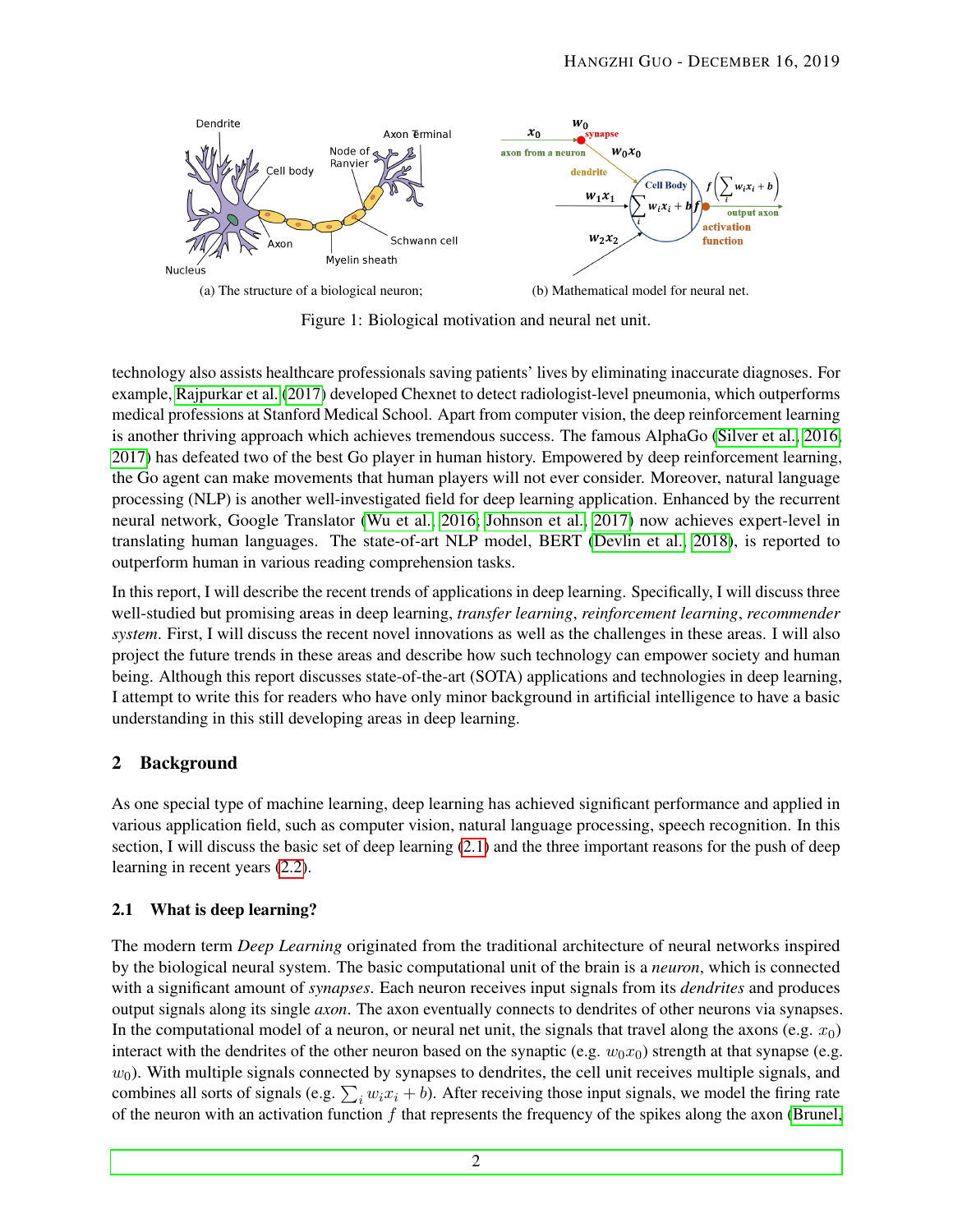(a) The structure of a biological neuron;

(b) Mathematical model for neural net.

Figure 1: Biological motivation and neural net unit.

technology also assists healthcare professionals saving patients' lives by eliminating inaccurate diagnoses. For example, Rajpurkar et al. (2017) developed Chexnet to detect radiologist-level pneumonia, which outperforms medical professions at Stanford Medical School. Apart from computer vision, the deep reinforcement learning is another thriving approach which achieves tremendous success. The famous AlphaGo (Silver et al., 2016, 2017) has defeated two of the best Go player in human history. Empowered by deep reinforcement learning, the Go agent can make movements that human players will not ever consider. Moreover, natural language processing (NLP) is another well-investigated field for deep learning application. Enhanced by the recurrent neural network, Google Translator (Wu et al., 2016; Johnson et al., 2017) now achieves expert-level in translating human languages. The state-of-art NLP model, BERT (Devlin et al., 2018), is reported to outperform human in various reading comprehension tasks.

In this report, I will describe the recent trends of applications in deep learning. Specifically, I will discuss three well-studied but promising areas in deep learning, *transfer learning*, *reinforcement learning*, *recommender system*. First, I will discuss the recent novel innovations as well as the challenges in these areas. I will also project the future trends in these areas and describe how such technology can empower society and human being. Although this report discusses state-of-the-art (SOTA) applications and technologies in deep learning, I attempt to write this for readers who have only minor background in artificial intelligence to have a basic understanding in this still developing areas in deep learning.

## 2 Background

As one special type of machine learning, deep learning has achieved significant performance and applied in various application field, such as computer vision, natural language processing, speech recognition. In this section, I will discuss the basic set of deep learning (2.1) and the three important reasons for the push of deep learning in recent years (2.2).

### 2.1 What is deep learning?

The modern term *Deep Learning* originated from the traditional architecture of neural networks inspired by the biological neural system. The basic computational unit of the brain is a *neuron*, which is connected with a significant amount of *synapses*. Each neuron receives input signals from its *dendrites* and produces output signals along its single *axon*. The axon eventually connects to dendrites of other neurons via synapses. In the computational model of a neuron, or neural net unit, the signals that travel along the axons (e.g. $x_0$) interact with the dendrites of the other neuron based on the synaptic (e.g. $w_0x_0$) strength at that synapse (e.g. $w_0$). With multiple signals connected by synapses to dendrites, the cell unit receives multiple signals, and combines all sorts of signals (e.g. $\sum_i w_ix_i + b$). After receiving those input signals, we model the firing rate of the neuron with an activation function $f$ that represents the frequency of the spikes along the axon (Brunel,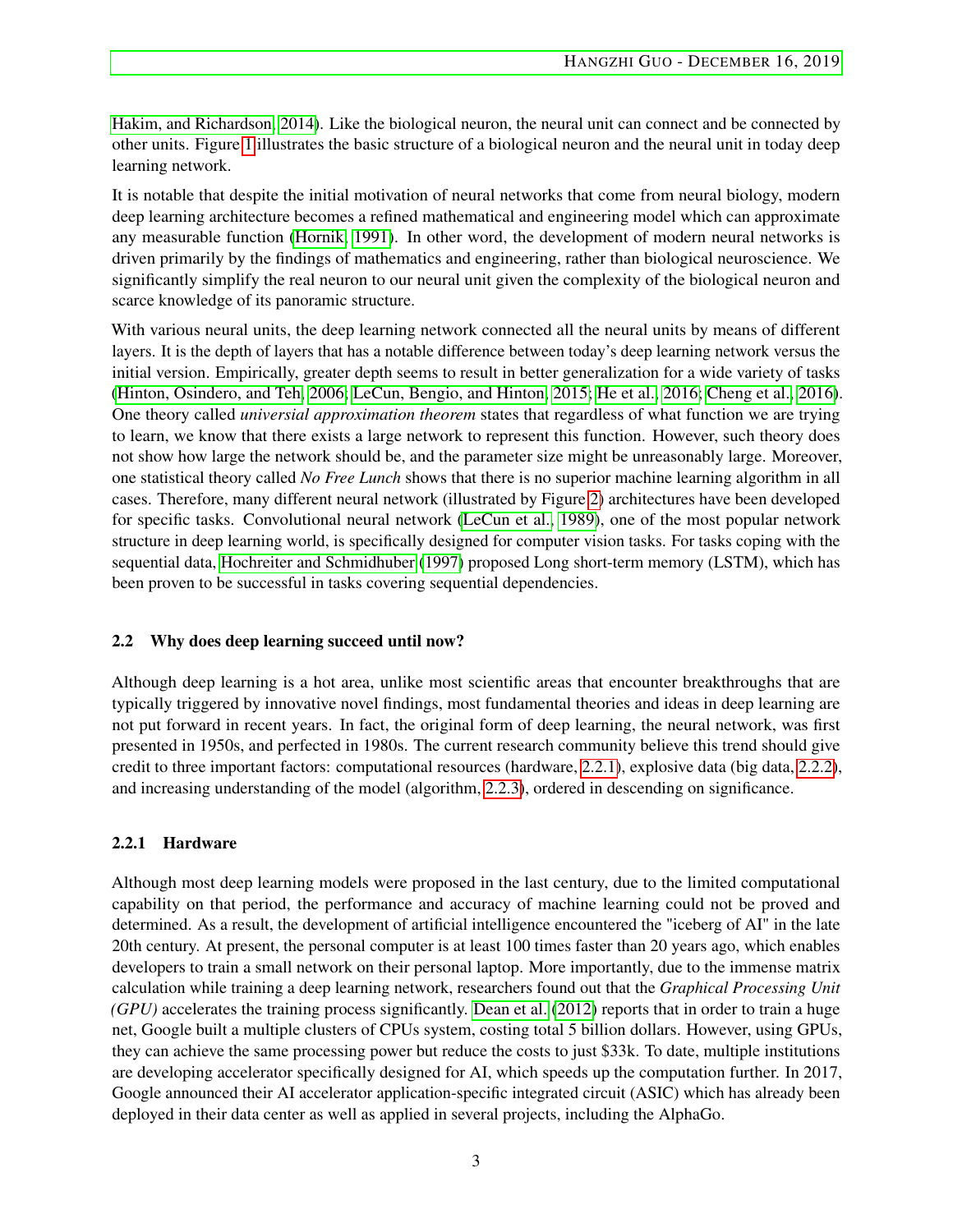Hakim, and Richardson, 2014). Like the biological neuron, the neural unit can connect and be connected by other units. Figure 1 illustrates the basic structure of a biological neuron and the neural unit in today deep learning network.

It is notable that despite the initial motivation of neural networks that come from neural biology, modern deep learning architecture becomes a refined mathematical and engineering model which can approximate any measurable function (Hornik, 1991). In other word, the development of modern neural networks is driven primarily by the findings of mathematics and engineering, rather than biological neuroscience. We significantly simplify the real neuron to our neural unit given the complexity of the biological neuron and scarce knowledge of its panoramic structure.

With various neural units, the deep learning network connected all the neural units by means of different layers. It is the depth of layers that has a notable difference between today's deep learning network versus the initial version. Empirically, greater depth seems to result in better generalization for a wide variety of tasks (Hinton, Osindero, and Teh, 2006; LeCun, Bengio, and Hinton, 2015; He et al., 2016; Cheng et al., 2016). One theory called *universial approximation theorem* states that regardless of what function we are trying to learn, we know that there exists a large network to represent this function. However, such theory does not show how large the network should be, and the parameter size might be unreasonably large. Moreover, one statistical theory called *No Free Lunch* shows that there is no superior machine learning algorithm in all cases. Therefore, many different neural network (illustrated by Figure 2) architectures have been developed for specific tasks. Convolutional neural network (LeCun et al., 1989), one of the most popular network structure in deep learning world, is specifically designed for computer vision tasks. For tasks coping with the sequential data, Hochreiter and Schmidhuber (1997) proposed Long short-term memory (LSTM), which has been proven to be successful in tasks covering sequential dependencies.

### 2.2 Why does deep learning succeed until now?

Although deep learning is a hot area, unlike most scientific areas that encounter breakthroughs that are typically triggered by innovative novel findings, most fundamental theories and ideas in deep learning are not put forward in recent years. In fact, the original form of deep learning, the neural network, was first presented in 1950s, and perfected in 1980s. The current research community believe this trend should give credit to three important factors: computational resources (hardware, 2.2.1), explosive data (big data, 2.2.2), and increasing understanding of the model (algorithm, 2.2.3), ordered in descending on significance.

#### 2.2.1 Hardware

Although most deep learning models were proposed in the last century, due to the limited computational capability on that period, the performance and accuracy of machine learning could not be proved and determined. As a result, the development of artificial intelligence encountered the "iceberg of AI" in the late 20th century. At present, the personal computer is at least 100 times faster than 20 years ago, which enables developers to train a small network on their personal laptop. More importantly, due to the immense matrix calculation while training a deep learning network, researchers found out that the *Graphical Processing Unit (GPU)* accelerates the training process significantly. Dean et al. (2012) reports that in order to train a huge net, Google built a multiple clusters of CPUs system, costing total 5 billion dollars. However, using GPUs, they can achieve the same processing power but reduce the costs to just $33k. To date, multiple institutions are developing accelerator specifically designed for AI, which speeds up the computation further. In 2017, Google announced their AI accelerator application-specific integrated circuit (ASIC) which has already been deployed in their data center as well as applied in several projects, including the AlphaGo.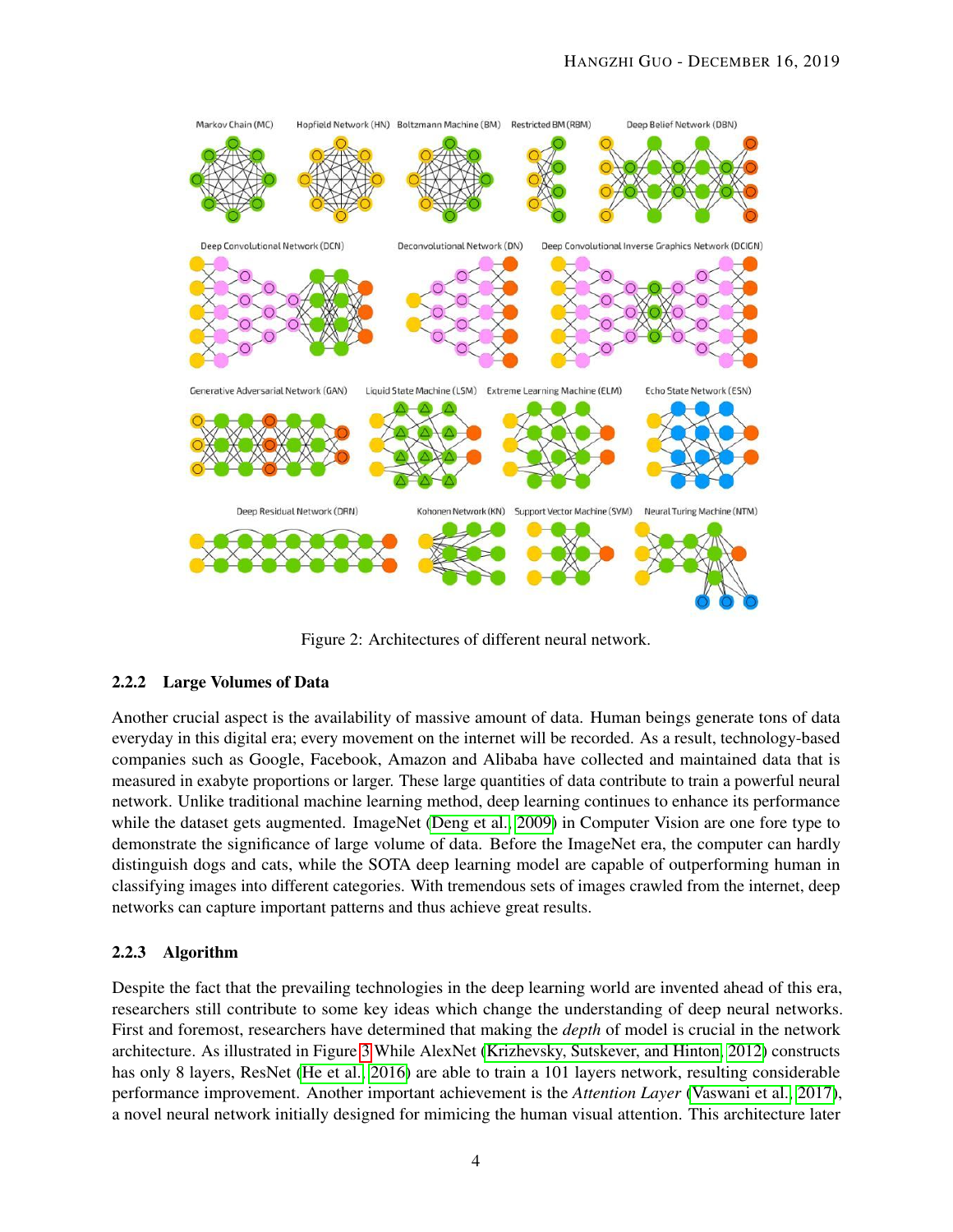Figure 2: Architectures of different neural network.

#### 2.2.2 Large Volumes of Data

Another crucial aspect is the availability of massive amount of data. Human beings generate tons of data everyday in this digital era; every movement on the internet will be recorded. As a result, technology-based companies such as Google, Facebook, Amazon and Alibaba have collected and maintained data that is measured in exabyte proportions or larger. These large quantities of data contribute to train a powerful neural network. Unlike traditional machine learning method, deep learning continues to enhance its performance while the dataset gets augmented. ImageNet (Deng et al., 2009) in Computer Vision are one fore type to demonstrate the significance of large volume of data. Before the ImageNet era, the computer can hardly distinguish dogs and cats, while the SOTA deep learning model are capable of outperforming human in classifying images into different categories. With tremendous sets of images crawled from the internet, deep networks can capture important patterns and thus achieve great results.

#### 2.2.3 Algorithm

Despite the fact that the prevailing technologies in the deep learning world are invented ahead of this era, researchers still contribute to some key ideas which change the understanding of deep neural networks. First and foremost, researchers have determined that making the *depth* of model is crucial in the network architecture. As illustrated in Figure 3 While AlexNet (Krizhevsky, Sutskever, and Hinton, 2012) constructs has only 8 layers, ResNet (He et al., 2016) are able to train a 101 layers network, resulting considerable performance improvement. Another important achievement is the *Attention Layer* (Vaswani et al., 2017), a novel neural network initially designed for mimicing the human visual attention. This architecture later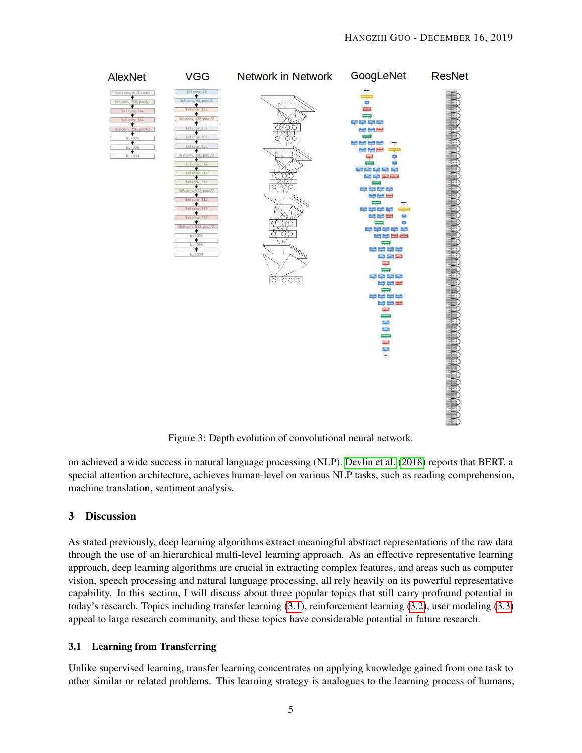Figure 3: Depth evolution of convolutional neural network.

on achieved a wide success in natural language processing (NLP). Devlin et al. (2018) reports that BERT, a special attention architecture, achieves human-level on various NLP tasks, such as reading comprehension, machine translation, sentiment analysis.

## 3 Discussion

As stated previously, deep learning algorithms extract meaningful abstract representations of the raw data through the use of an hierarchical multi-level learning approach. As an effective representative learning approach, deep learning algorithms are crucial in extracting complex features, and areas such as computer vision, speech processing and natural language processing, all rely heavily on its powerful representative capability. In this section, I will discuss about three popular topics that still carry profound potential in today's research. Topics including transfer learning (3.1), reinforcement learning (3.2), user modeling (3.3) appeal to large research community, and these topics have considerable potential in future research.

### 3.1 Learning from Transferring

Unlike supervised learning, transfer learning concentrates on applying knowledge gained from one task to other similar or related problems. This learning strategy is analogues to the learning process of humans,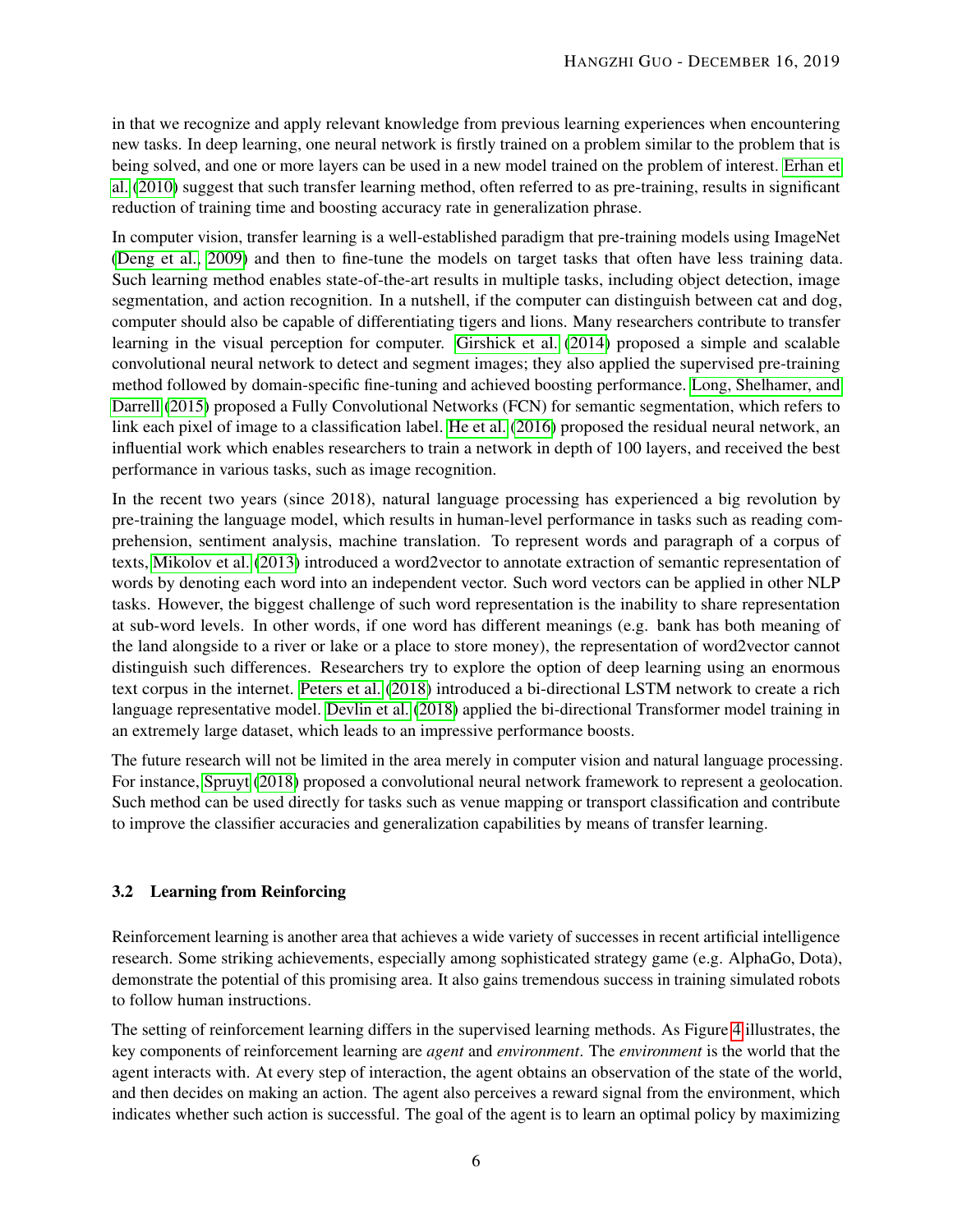in that we recognize and apply relevant knowledge from previous learning experiences when encountering new tasks. In deep learning, one neural network is firstly trained on a problem similar to the problem that is being solved, and one or more layers can be used in a new model trained on the problem of interest. Erhan et al. (2010) suggest that such transfer learning method, often referred to as pre-training, results in significant reduction of training time and boosting accuracy rate in generalization phrase.

In computer vision, transfer learning is a well-established paradigm that pre-training models using ImageNet (Deng et al., 2009) and then to fine-tune the models on target tasks that often have less training data. Such learning method enables state-of-the-art results in multiple tasks, including object detection, image segmentation, and action recognition. In a nutshell, if the computer can distinguish between cat and dog, computer should also be capable of differentiating tigers and lions. Many researchers contribute to transfer learning in the visual perception for computer. Girshick et al. (2014) proposed a simple and scalable convolutional neural network to detect and segment images; they also applied the supervised pre-training method followed by domain-specific fine-tuning and achieved boosting performance. Long, Shelhamer, and Darrell (2015) proposed a Fully Convolutional Networks (FCN) for semantic segmentation, which refers to link each pixel of image to a classification label. He et al. (2016) proposed the residual neural network, an influential work which enables researchers to train a network in depth of 100 layers, and received the best performance in various tasks, such as image recognition.

In the recent two years (since 2018), natural language processing has experienced a big revolution by pre-training the language model, which results in human-level performance in tasks such as reading comprehension, sentiment analysis, machine translation. To represent words and paragraph of a corpus of texts, Mikolov et al. (2013) introduced a word2vector to annotate extraction of semantic representation of words by denoting each word into an independent vector. Such word vectors can be applied in other NLP tasks. However, the biggest challenge of such word representation is the inability to share representation at sub-word levels. In other words, if one word has different meanings (e.g. bank has both meaning of the land alongside to a river or lake or a place to store money), the representation of word2vector cannot distinguish such differences. Researchers try to explore the option of deep learning using an enormous text corpus in the internet. Peters et al. (2018) introduced a bi-directional LSTM network to create a rich language representative model. Devlin et al. (2018) applied the bi-directional Transformer model training in an extremely large dataset, which leads to an impressive performance boosts.

The future research will not be limited in the area merely in computer vision and natural language processing. For instance, Spruyt (2018) proposed a convolutional neural network framework to represent a geolocation. Such method can be used directly for tasks such as venue mapping or transport classification and contribute to improve the classifier accuracies and generalization capabilities by means of transfer learning.

### 3.2 Learning from Reinforcing

Reinforcement learning is another area that achieves a wide variety of successes in recent artificial intelligence research. Some striking achievements, especially among sophisticated strategy game (e.g. AlphaGo, Dota), demonstrate the potential of this promising area. It also gains tremendous success in training simulated robots to follow human instructions.

The setting of reinforcement learning differs in the supervised learning methods. As Figure 4 illustrates, the key components of reinforcement learning are *agent* and *environment*. The *environment* is the world that the agent interacts with. At every step of interaction, the agent obtains an observation of the state of the world, and then decides on making an action. The agent also perceives a reward signal from the environment, which indicates whether such action is successful. The goal of the agent is to learn an optimal policy by maximizing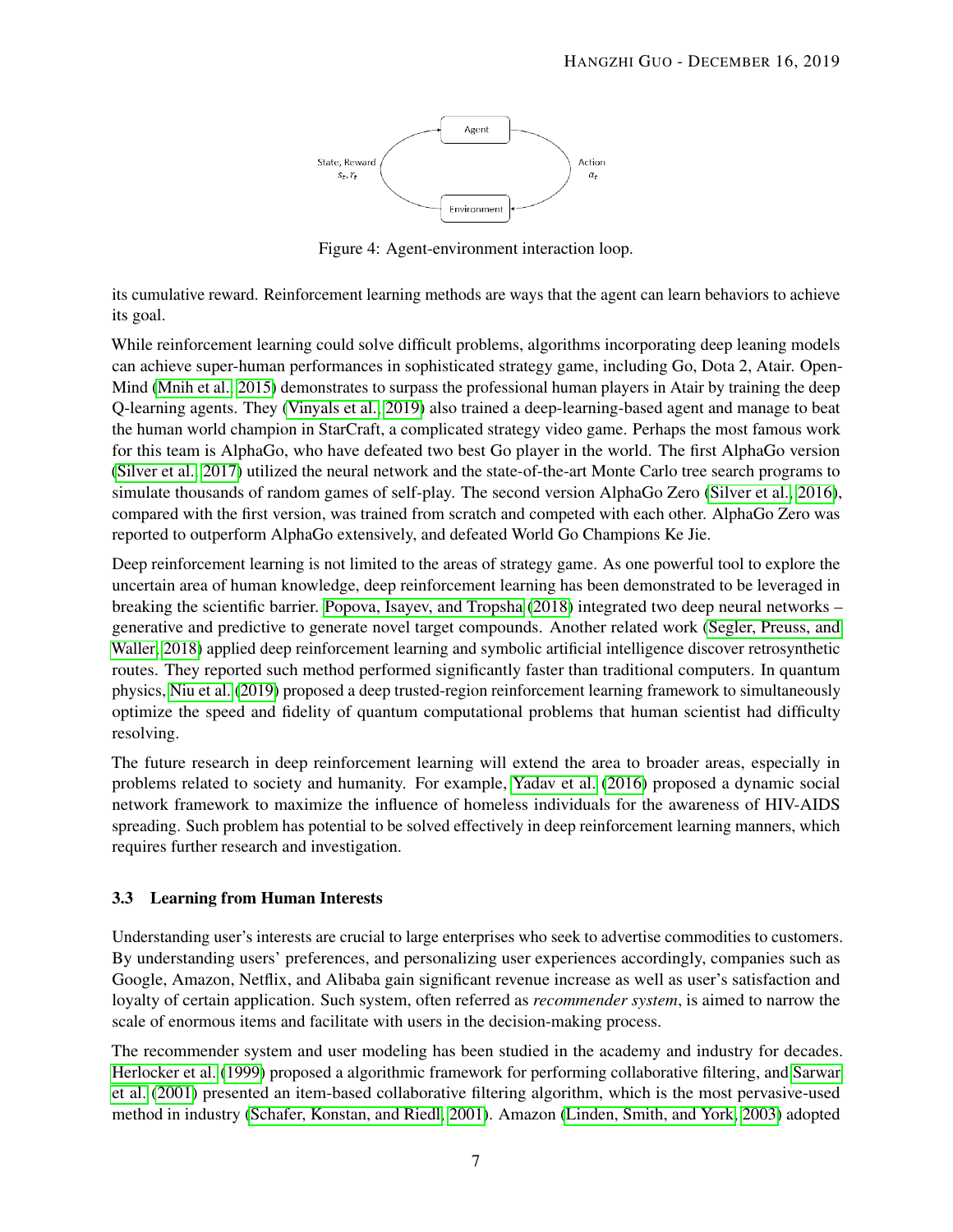Figure 4: Agent-environment interaction loop.

its cumulative reward. Reinforcement learning methods are ways that the agent can learn behaviors to achieve its goal.

While reinforcement learning could solve difficult problems, algorithms incorporating deep leaning models can achieve super-human performances in sophisticated strategy game, including Go, Dota 2, Atair. OpenMind (Mnih et al., 2015) demonstrates to surpass the professional human players in Atair by training the deep Q-learning agents. They (Vinyals et al., 2019) also trained a deep-learning-based agent and manage to beat the human world champion in StarCraft, a complicated strategy video game. Perhaps the most famous work for this team is AlphaGo, who have defeated two best Go player in the world. The first AlphaGo version (Silver et al., 2017) utilized the neural network and the state-of-the-art Monte Carlo tree search programs to simulate thousands of random games of self-play. The second version AlphaGo Zero (Silver et al., 2016), compared with the first version, was trained from scratch and competed with each other. AlphaGo Zero was reported to outperform AlphaGo extensively, and defeated World Go Champions Ke Jie.

Deep reinforcement learning is not limited to the areas of strategy game. As one powerful tool to explore the uncertain area of human knowledge, deep reinforcement learning has been demonstrated to be leveraged in breaking the scientific barrier. Popova, Isayev, and Tropsha (2018) integrated two deep neural networks – generative and predictive to generate novel target compounds. Another related work (Segler, Preuss, and Waller, 2018) applied deep reinforcement learning and symbolic artificial intelligence discover retrosynthetic routes. They reported such method performed significantly faster than traditional computers. In quantum physics, Niu et al. (2019) proposed a deep trusted-region reinforcement learning framework to simultaneously optimize the speed and fidelity of quantum computational problems that human scientist had difficulty resolving.

The future research in deep reinforcement learning will extend the area to broader areas, especially in problems related to society and humanity. For example, Yadav et al. (2016) proposed a dynamic social network framework to maximize the influence of homeless individuals for the awareness of HIV-AIDS spreading. Such problem has potential to be solved effectively in deep reinforcement learning manners, which requires further research and investigation.

### 3.3 Learning from Human Interests

Understanding user's interests are crucial to large enterprises who seek to advertise commodities to customers. By understanding users' preferences, and personalizing user experiences accordingly, companies such as Google, Amazon, Netflix, and Alibaba gain significant revenue increase as well as user's satisfaction and loyalty of certain application. Such system, often referred as *recommender system*, is aimed to narrow the scale of enormous items and facilitate with users in the decision-making process.

The recommender system and user modeling has been studied in the academy and industry for decades. Herlocker et al. (1999) proposed a algorithmic framework for performing collaborative filtering, and Sarwar et al. (2001) presented an item-based collaborative filtering algorithm, which is the most pervasive-used method in industry (Schafer, Konstan, and Riedl, 2001). Amazon (Linden, Smith, and York, 2003) adopted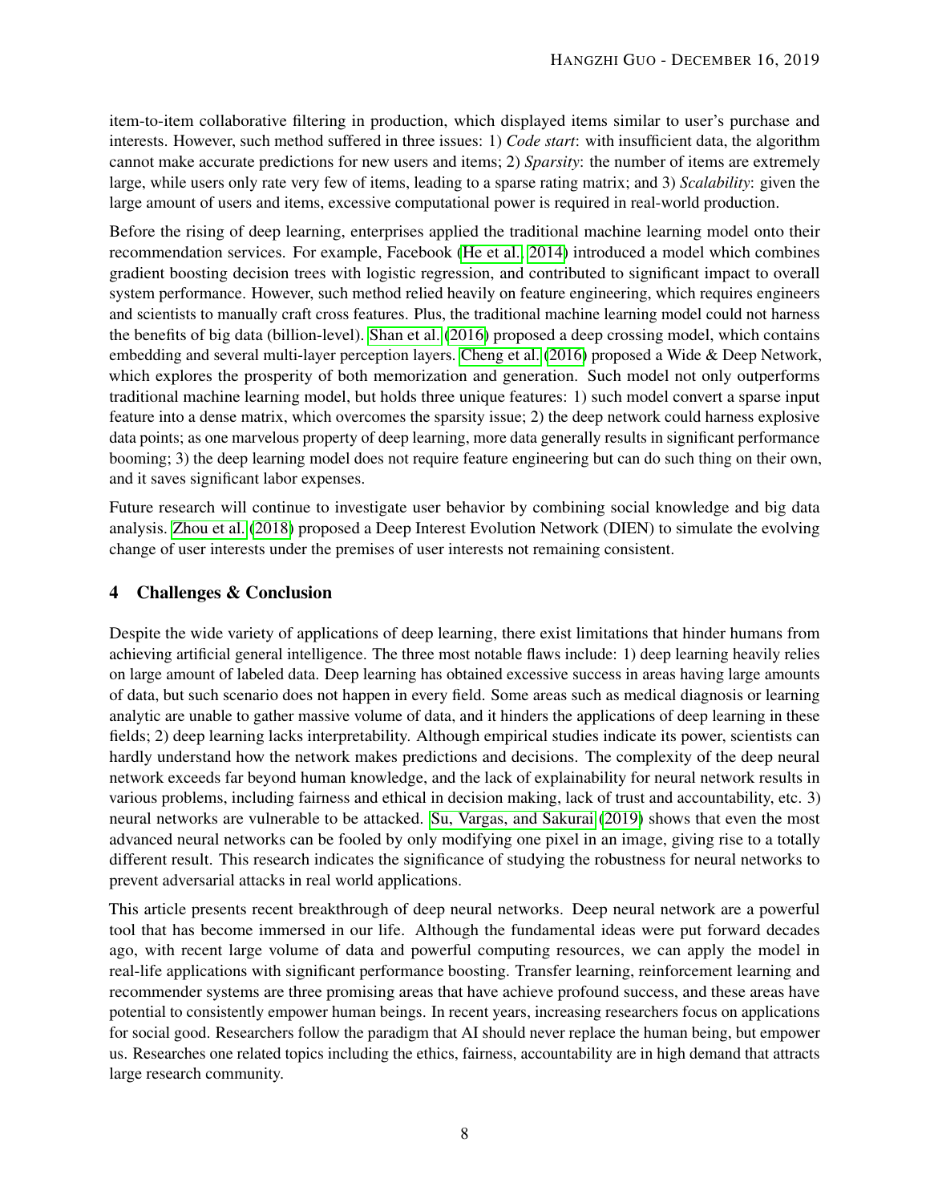item-to-item collaborative filtering in production, which displayed items similar to user's purchase and interests. However, such method suffered in three issues: 1) *Code start*: with insufficient data, the algorithm cannot make accurate predictions for new users and items; 2) *Sparsity*: the number of items are extremely large, while users only rate very few of items, leading to a sparse rating matrix; and 3) *Scalability*: given the large amount of users and items, excessive computational power is required in real-world production.

Before the rising of deep learning, enterprises applied the traditional machine learning model onto their recommendation services. For example, Facebook (He et al., 2014) introduced a model which combines gradient boosting decision trees with logistic regression, and contributed to significant impact to overall system performance. However, such method relied heavily on feature engineering, which requires engineers and scientists to manually craft cross features. Plus, the traditional machine learning model could not harness the benefits of big data (billion-level). Shan et al. (2016) proposed a deep crossing model, which contains embedding and several multi-layer perception layers. Cheng et al. (2016) proposed a Wide & Deep Network, which explores the prosperity of both memorization and generation. Such model not only outperforms traditional machine learning model, but holds three unique features: 1) such model convert a sparse input feature into a dense matrix, which overcomes the sparsity issue; 2) the deep network could harness explosive data points; as one marvelous property of deep learning, more data generally results in significant performance booming; 3) the deep learning model does not require feature engineering but can do such thing on their own, and it saves significant labor expenses.

Future research will continue to investigate user behavior by combining social knowledge and big data analysis. Zhou et al. (2018) proposed a Deep Interest Evolution Network (DIEN) to simulate the evolving change of user interests under the premises of user interests not remaining consistent.

## 4 Challenges & Conclusion

Despite the wide variety of applications of deep learning, there exist limitations that hinder humans from achieving artificial general intelligence. The three most notable flaws include: 1) deep learning heavily relies on large amount of labeled data. Deep learning has obtained excessive success in areas having large amounts of data, but such scenario does not happen in every field. Some areas such as medical diagnosis or learning analytic are unable to gather massive volume of data, and it hinders the applications of deep learning in these fields; 2) deep learning lacks interpretability. Although empirical studies indicate its power, scientists can hardly understand how the network makes predictions and decisions. The complexity of the deep neural network exceeds far beyond human knowledge, and the lack of explainability for neural network results in various problems, including fairness and ethical in decision making, lack of trust and accountability, etc. 3) neural networks are vulnerable to be attacked. Su, Vargas, and Sakurai (2019) shows that even the most advanced neural networks can be fooled by only modifying one pixel in an image, giving rise to a totally different result. This research indicates the significance of studying the robustness for neural networks to prevent adversarial attacks in real world applications.

This article presents recent breakthrough of deep neural networks. Deep neural network are a powerful tool that has become immersed in our life. Although the fundamental ideas were put forward decades ago, with recent large volume of data and powerful computing resources, we can apply the model in real-life applications with significant performance boosting. Transfer learning, reinforcement learning and recommender systems are three promising areas that have achieve profound success, and these areas have potential to consistently empower human beings. In recent years, increasing researchers focus on applications for social good. Researchers follow the paradigm that AI should never replace the human being, but empower us. Researches one related topics including the ethics, fairness, accountability are in high demand that attracts large research community.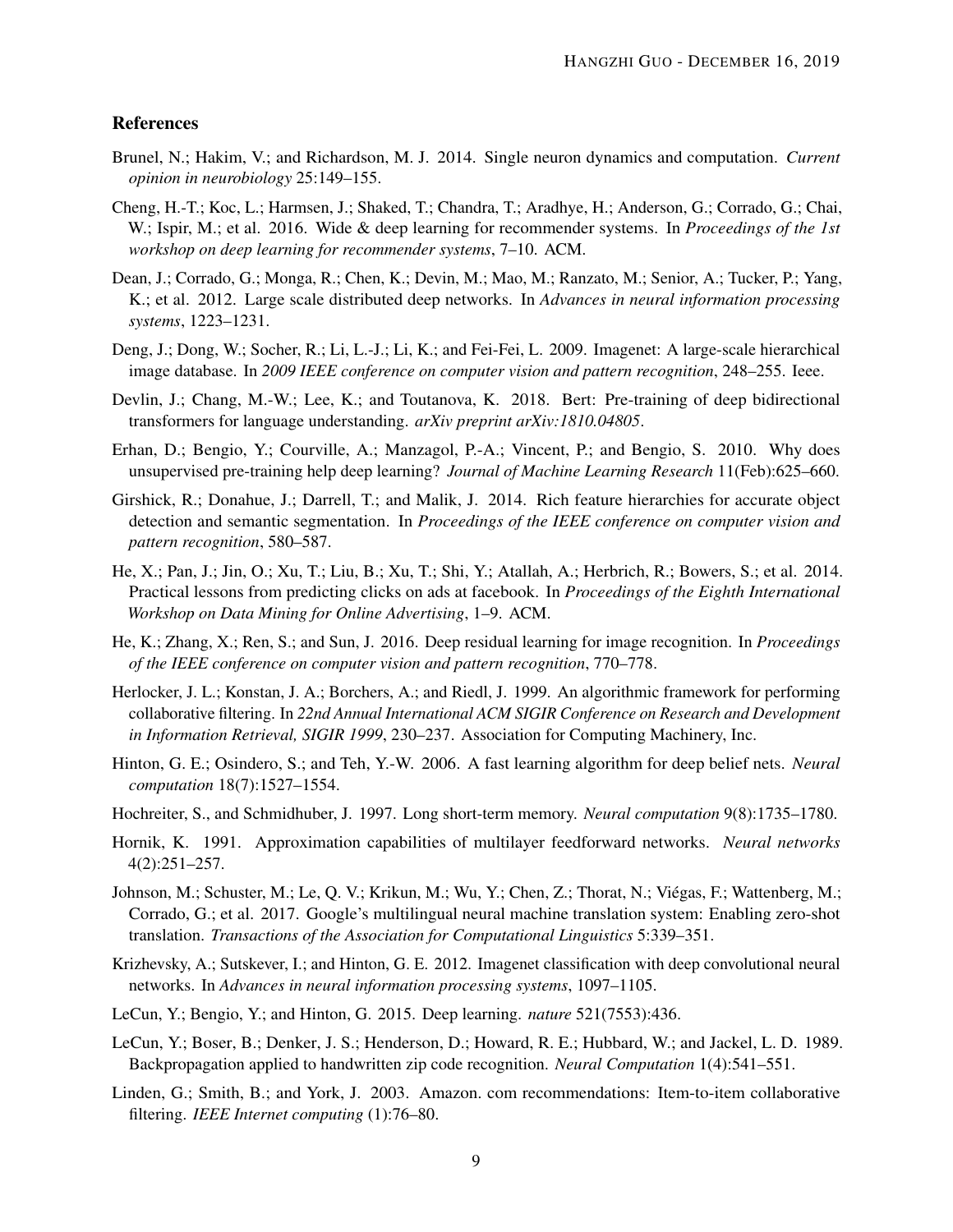## References

Brunel, N.; Hakim, V.; and Richardson, M. J. 2014. Single neuron dynamics and computation. *Current opinion in neurobiology* 25:149–155.

Cheng, H.-T.; Koc, L.; Harmsen, J.; Shaked, T.; Chandra, T.; Aradhye, H.; Anderson, G.; Corrado, G.; Chai, W.; Ispir, M.; et al. 2016. Wide & deep learning for recommender systems. In *Proceedings of the 1st workshop on deep learning for recommender systems*, 7–10. ACM.

Dean, J.; Corrado, G.; Monga, R.; Chen, K.; Devin, M.; Mao, M.; Ranzato, M.; Senior, A.; Tucker, P.; Yang, K.; et al. 2012. Large scale distributed deep networks. In *Advances in neural information processing systems*, 1223–1231.

Deng, J.; Dong, W.; Socher, R.; Li, L.-J.; Li, K.; and Fei-Fei, L. 2009. Imagenet: A large-scale hierarchical image database. In *2009 IEEE conference on computer vision and pattern recognition*, 248–255. Ieee.

Devlin, J.; Chang, M.-W.; Lee, K.; and Toutanova, K. 2018. Bert: Pre-training of deep bidirectional transformers for language understanding. *arXiv preprint arXiv:1810.04805*.

Erhan, D.; Bengio, Y.; Courville, A.; Manzagol, P.-A.; Vincent, P.; and Bengio, S. 2010. Why does unsupervised pre-training help deep learning? *Journal of Machine Learning Research* 11(Feb):625–660.

Girshick, R.; Donahue, J.; Darrell, T.; and Malik, J. 2014. Rich feature hierarchies for accurate object detection and semantic segmentation. In *Proceedings of the IEEE conference on computer vision and pattern recognition*, 580–587.

He, X.; Pan, J.; Jin, O.; Xu, T.; Liu, B.; Xu, T.; Shi, Y.; Atallah, A.; Herbrich, R.; Bowers, S.; et al. 2014. Practical lessons from predicting clicks on ads at facebook. In *Proceedings of the Eighth International Workshop on Data Mining for Online Advertising*, 1–9. ACM.

He, K.; Zhang, X.; Ren, S.; and Sun, J. 2016. Deep residual learning for image recognition. In *Proceedings of the IEEE conference on computer vision and pattern recognition*, 770–778.

Herlocker, J. L.; Konstan, J. A.; Borchers, A.; and Riedl, J. 1999. An algorithmic framework for performing collaborative filtering. In *22nd Annual International ACM SIGIR Conference on Research and Development in Information Retrieval, SIGIR 1999*, 230–237. Association for Computing Machinery, Inc.

Hinton, G. E.; Osindero, S.; and Teh, Y.-W. 2006. A fast learning algorithm for deep belief nets. *Neural computation* 18(7):1527–1554.

Hochreiter, S., and Schmidhuber, J. 1997. Long short-term memory. *Neural computation* 9(8):1735–1780.

Hornik, K. 1991. Approximation capabilities of multilayer feedforward networks. *Neural networks* 4(2):251–257.

Johnson, M.; Schuster, M.; Le, Q. V.; Krikun, M.; Wu, Y.; Chen, Z.; Thorat, N.; Viégas, F.; Wattenberg, M.; Corrado, G.; et al. 2017. Google's multilingual neural machine translation system: Enabling zero-shot translation. *Transactions of the Association for Computational Linguistics* 5:339–351.

Krizhevsky, A.; Sutskever, I.; and Hinton, G. E. 2012. Imagenet classification with deep convolutional neural networks. In *Advances in neural information processing systems*, 1097–1105.

LeCun, Y.; Bengio, Y.; and Hinton, G. 2015. Deep learning. *nature* 521(7553):436.

LeCun, Y.; Boser, B.; Denker, J. S.; Henderson, D.; Howard, R. E.; Hubbard, W.; and Jackel, L. D. 1989. Backpropagation applied to handwritten zip code recognition. *Neural Computation* 1(4):541–551.

Linden, G.; Smith, B.; and York, J. 2003. Amazon. com recommendations: Item-to-item collaborative filtering. *IEEE Internet computing* (1):76–80.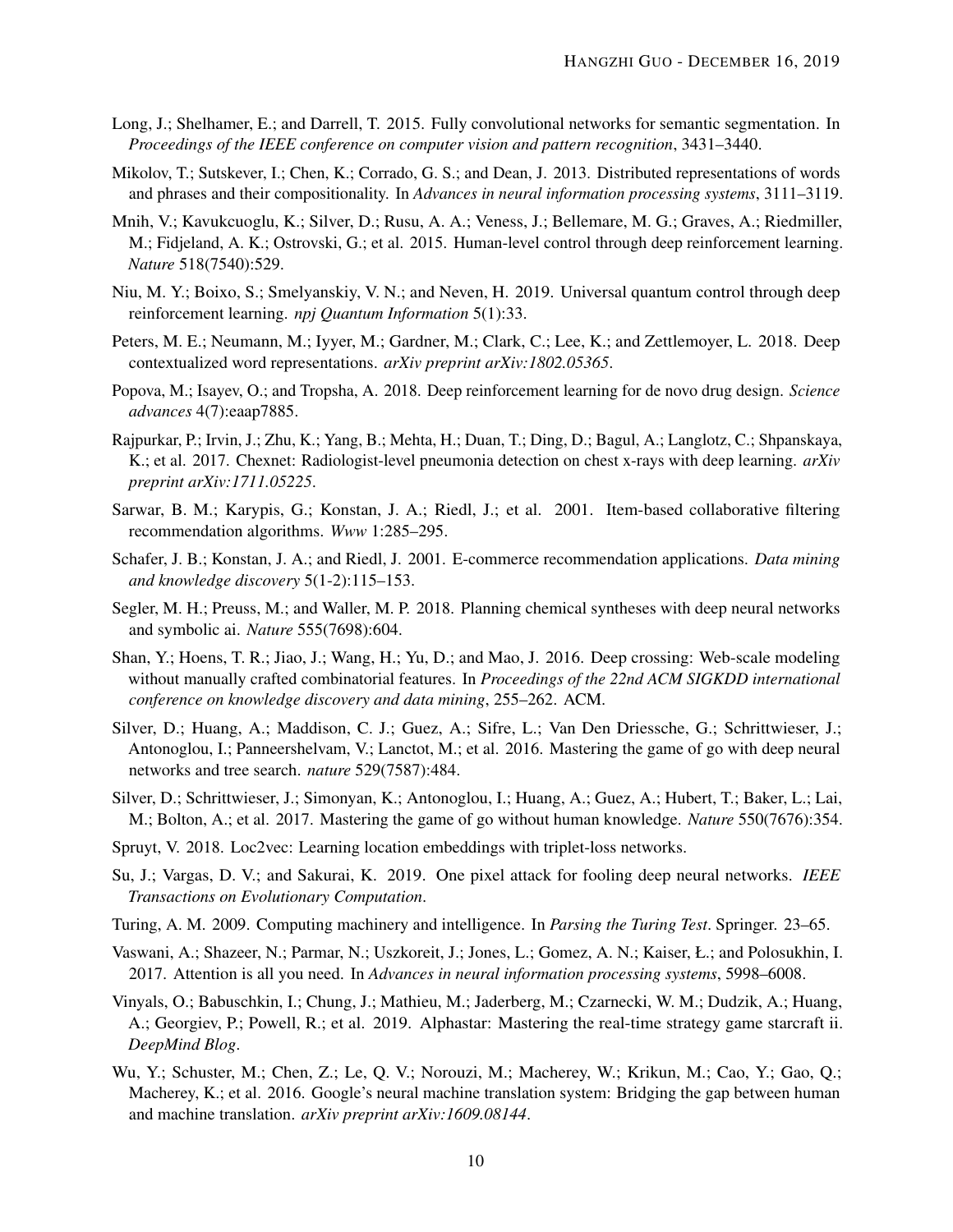Long, J.; Shelhamer, E.; and Darrell, T. 2015. Fully convolutional networks for semantic segmentation. In *Proceedings of the IEEE conference on computer vision and pattern recognition*, 3431–3440.

Mikolov, T.; Sutskever, I.; Chen, K.; Corrado, G. S.; and Dean, J. 2013. Distributed representations of words and phrases and their compositionality. In *Advances in neural information processing systems*, 3111–3119.

Mnih, V.; Kavukcuoglu, K.; Silver, D.; Rusu, A. A.; Veness, J.; Bellemare, M. G.; Graves, A.; Riedmiller, M.; Fidjeland, A. K.; Ostrovski, G.; et al. 2015. Human-level control through deep reinforcement learning. *Nature* 518(7540):529.

Niu, M. Y.; Boixo, S.; Smelyanskiy, V. N.; and Neven, H. 2019. Universal quantum control through deep reinforcement learning. *npj Quantum Information* 5(1):33.

Peters, M. E.; Neumann, M.; Iyyer, M.; Gardner, M.; Clark, C.; Lee, K.; and Zettlemoyer, L. 2018. Deep contextualized word representations. *arXiv preprint arXiv:1802.05365*.

Popova, M.; Isayev, O.; and Tropsha, A. 2018. Deep reinforcement learning for de novo drug design. *Science advances* 4(7):eaap7885.

Rajpurkar, P.; Irvin, J.; Zhu, K.; Yang, B.; Mehta, H.; Duan, T.; Ding, D.; Bagul, A.; Langlotz, C.; Shpanskaya, K.; et al. 2017. Chexnet: Radiologist-level pneumonia detection on chest x-rays with deep learning. *arXiv preprint arXiv:1711.05225*.

Sarwar, B. M.; Karypis, G.; Konstan, J. A.; Riedl, J.; et al. 2001. Item-based collaborative filtering recommendation algorithms. *Www* 1:285–295.

Schafer, J. B.; Konstan, J. A.; and Riedl, J. 2001. E-commerce recommendation applications. *Data mining and knowledge discovery* 5(1-2):115–153.

Segler, M. H.; Preuss, M.; and Waller, M. P. 2018. Planning chemical syntheses with deep neural networks and symbolic ai. *Nature* 555(7698):604.

Shan, Y.; Hoens, T. R.; Jiao, J.; Wang, H.; Yu, D.; and Mao, J. 2016. Deep crossing: Web-scale modeling without manually crafted combinatorial features. In *Proceedings of the 22nd ACM SIGKDD international conference on knowledge discovery and data mining*, 255–262. ACM.

Silver, D.; Huang, A.; Maddison, C. J.; Guez, A.; Sifre, L.; Van Den Driessche, G.; Schrittwieser, J.; Antonoglou, I.; Panneershelvam, V.; Lanctot, M.; et al. 2016. Mastering the game of go with deep neural networks and tree search. *nature* 529(7587):484.

Silver, D.; Schrittwieser, J.; Simonyan, K.; Antonoglou, I.; Huang, A.; Guez, A.; Hubert, T.; Baker, L.; Lai, M.; Bolton, A.; et al. 2017. Mastering the game of go without human knowledge. *Nature* 550(7676):354.

Spruyt, V. 2018. Loc2vec: Learning location embeddings with triplet-loss networks.

Su, J.; Vargas, D. V.; and Sakurai, K. 2019. One pixel attack for fooling deep neural networks. *IEEE Transactions on Evolutionary Computation*.

Turing, A. M. 2009. Computing machinery and intelligence. In *Parsing the Turing Test*. Springer. 23–65.

Vaswani, A.; Shazeer, N.; Parmar, N.; Uszkoreit, J.; Jones, L.; Gomez, A. N.; Kaiser, Ł.; and Polosukhin, I. 2017. Attention is all you need. In *Advances in neural information processing systems*, 5998–6008.

Vinyals, O.; Babuschkin, I.; Chung, J.; Mathieu, M.; Jaderberg, M.; Czarnecki, W. M.; Dudzik, A.; Huang, A.; Georgiev, P.; Powell, R.; et al. 2019. Alphastar: Mastering the real-time strategy game starcraft ii. *DeepMind Blog*.

Wu, Y.; Schuster, M.; Chen, Z.; Le, Q. V.; Norouzi, M.; Macherey, W.; Krikun, M.; Cao, Y.; Gao, Q.; Macherey, K.; et al. 2016. Google's neural machine translation system: Bridging the gap between human and machine translation. *arXiv preprint arXiv:1609.08144*.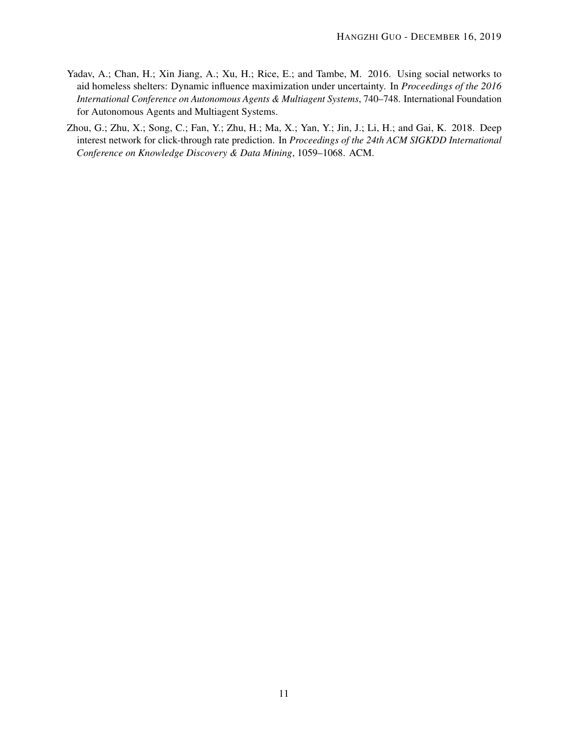Yadav, A.; Chan, H.; Xin Jiang, A.; Xu, H.; Rice, E.; and Tambe, M. 2016. Using social networks to aid homeless shelters: Dynamic influence maximization under uncertainty. In *Proceedings of the 2016 International Conference on Autonomous Agents & Multiagent Systems*, 740–748. International Foundation for Autonomous Agents and Multiagent Systems.

Zhou, G.; Zhu, X.; Song, C.; Fan, Y.; Zhu, H.; Ma, X.; Yan, Y.; Jin, J.; Li, H.; and Gai, K. 2018. Deep interest network for click-through rate prediction. In *Proceedings of the 24th ACM SIGKDD International Conference on Knowledge Discovery & Data Mining*, 1059–1068. ACM.